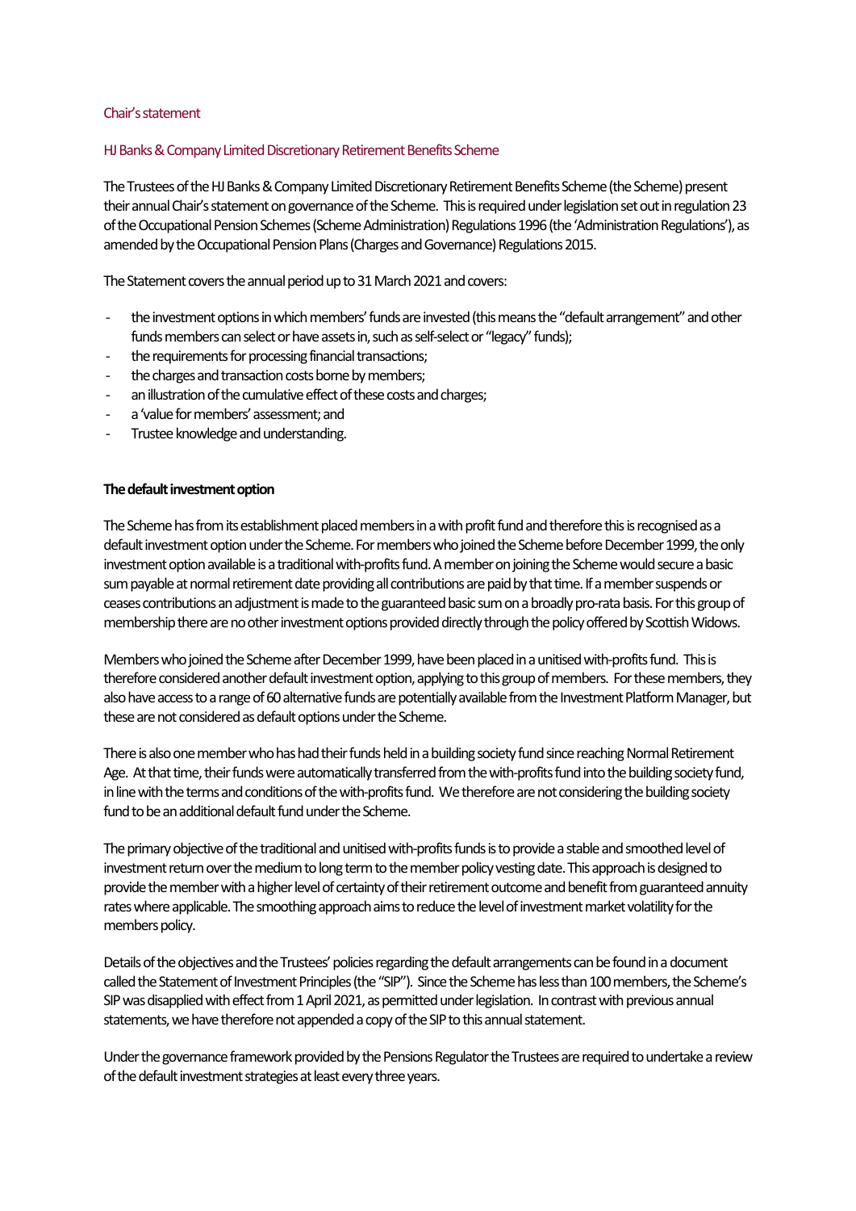Chair's statement

HJ Banks & Company Limited Discretionary Retirement Benefits Scheme

The Trustees of the HJ Banks & Company Limited Discretionary Retirement Benefits Scheme (the Scheme) present their annual Chair's statement on governance of the Scheme. This is required under legislation set out in regulation 23 of the Occupational Pension Schemes (Scheme Administration) Regulations 1996 (the 'Administration Regulations'), as amended by the Occupational Pension Plans (Charges and Governance) Regulations 2015.

The Statement covers the annual period up to 31 March 2021 and covers:

- the investment options in which members' funds are invested (this means the "default arrangement" and other funds members can select or have assets in, such as self-select or "legacy" funds);
- the requirements for processing financial transactions;
- the charges and transaction costs borne by members;
- an illustration of the cumulative effect of these costs and charges;
- a 'value for members' assessment; and
- Trustee knowledge and understanding.

**The default investment option**

The Scheme has from its establishment placed members in a with profit fund and therefore this is recognised as a default investment option under the Scheme. For members who joined the Scheme before December 1999, the only investment option available is a traditional with-profits fund. A member on joining the Scheme would secure a basic sum payable at normal retirement date providing all contributions are paid by that time. If a member suspends or ceases contributions an adjustment is made to the guaranteed basic sum on a broadly pro-rata basis. For this group of membership there are no other investment options provided directly through the policy offered by Scottish Widows.

Members who joined the Scheme after December 1999, have been placed in a unitised with-profits fund. This is therefore considered another default investment option, applying to this group of members. For these members, they also have access to a range of 60 alternative funds are potentially available from the Investment Platform Manager, but these are not considered as default options under the Scheme.

There is also one member who has had their funds held in a building society fund since reaching Normal Retirement Age. At that time, their funds were automatically transferred from the with-profits fund into the building society fund, in line with the terms and conditions of the with-profits fund. We therefore are not considering the building society fund to be an additional default fund under the Scheme.

The primary objective of the traditional and unitised with-profits funds is to provide a stable and smoothed level of investment return over the medium to long term to the member policy vesting date. This approach is designed to provide the member with a higher level of certainty of their retirement outcome and benefit from guaranteed annuity rates where applicable. The smoothing approach aims to reduce the level of investment market volatility for the members policy.

Details of the objectives and the Trustees' policies regarding the default arrangements can be found in a document called the Statement of Investment Principles (the "SIP"). Since the Scheme has less than 100 members, the Scheme's SIP was disapplied with effect from 1 April 2021, as permitted under legislation. In contrast with previous annual statements, we have therefore not appended a copy of the SIP to this annual statement.

Under the governance framework provided by the Pensions Regulator the Trustees are required to undertake a review of the default investment strategies at least every three years.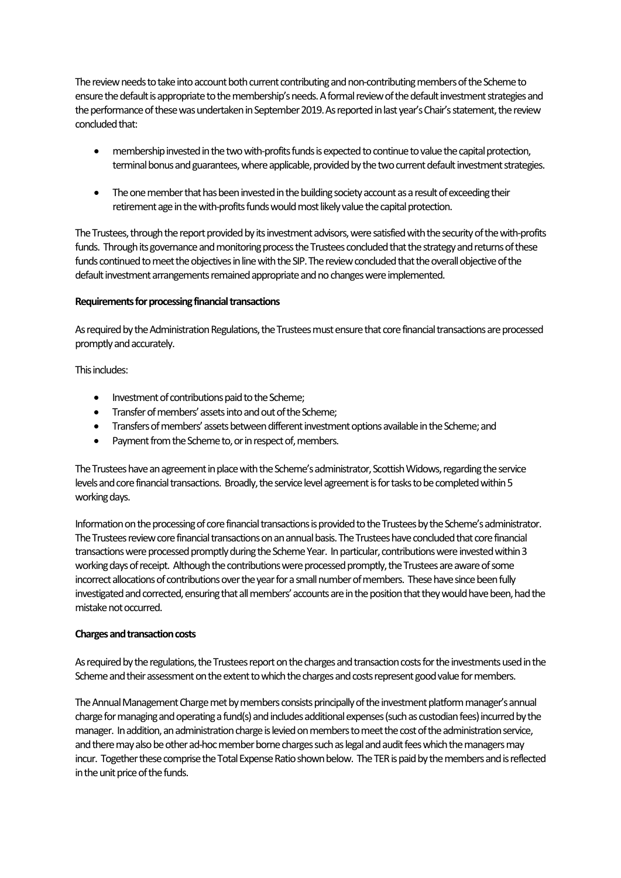The review needs to take into account both current contributing and non-contributing members of the Scheme to ensure the default is appropriate to the membership's needs. A formal review of the default investment strategies and the performance of these was undertaken in September 2019. As reported in last year's Chair's statement, the review concluded that:

- membership invested in the two with-profits funds is expected to continue to value the capital protection, terminal bonus and guarantees, where applicable, provided by the two current default investment strategies.

- The one member that has been invested in the building society account as a result of exceeding their retirement age in the with-profits funds would most likely value the capital protection.

The Trustees, through the report provided by its investment advisors, were satisfied with the security of the with-profits funds. Through its governance and monitoring process the Trustees concluded that the strategy and returns of these funds continued to meet the objectives in line with the SIP. The review concluded that the overall objective of the default investment arrangements remained appropriate and no changes were implemented.

**Requirements for processing financial transactions**

As required by the Administration Regulations, the Trustees must ensure that core financial transactions are processed promptly and accurately.

This includes:

- Investment of contributions paid to the Scheme;
- Transfer of members' assets into and out of the Scheme;
- Transfers of members' assets between different investment options available in the Scheme; and
- Payment from the Scheme to, or in respect of, members.

The Trustees have an agreement in place with the Scheme's administrator, Scottish Widows, regarding the service levels and core financial transactions. Broadly, the service level agreement is for tasks to be completed within 5 working days.

Information on the processing of core financial transactions is provided to the Trustees by the Scheme's administrator. The Trustees review core financial transactions on an annual basis. The Trustees have concluded that core financial transactions were processed promptly during the Scheme Year. In particular, contributions were invested within 3 working days of receipt. Although the contributions were processed promptly, the Trustees are aware of some incorrect allocations of contributions over the year for a small number of members. These have since been fully investigated and corrected, ensuring that all members' accounts are in the position that they would have been, had the mistake not occurred.

**Charges and transaction costs**

As required by the regulations, the Trustees report on the charges and transaction costs for the investments used in the Scheme and their assessment on the extent to which the charges and costs represent good value for members.

The Annual Management Charge met by members consists principally of the investment platform manager's annual charge for managing and operating a fund(s) and includes additional expenses (such as custodian fees) incurred by the manager. In addition, an administration charge is levied on members to meet the cost of the administration service, and there may also be other ad-hoc member borne charges such as legal and audit fees which the managers may incur. Together these comprise the Total Expense Ratio shown below. The TER is paid by the members and is reflected in the unit price of the funds.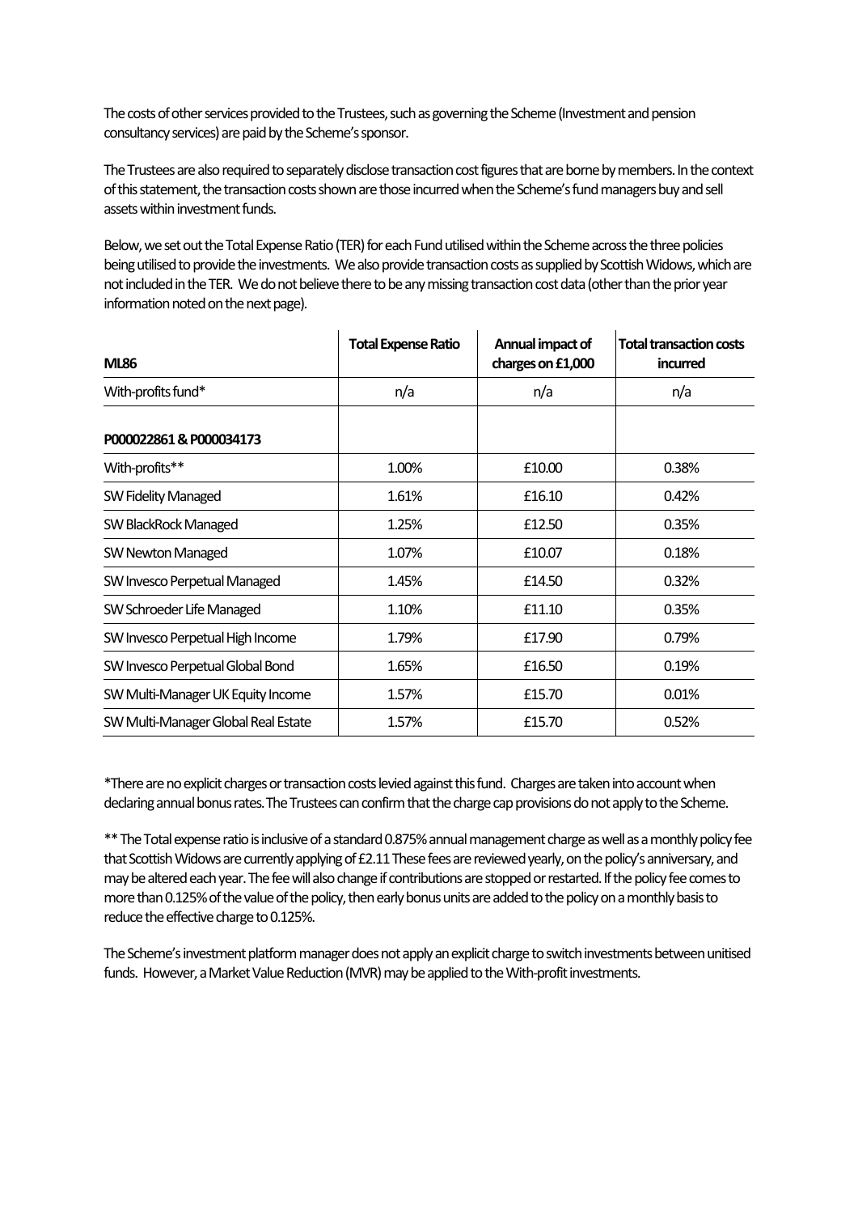The costs of other services provided to the Trustees, such as governing the Scheme (Investment and pension consultancy services) are paid by the Scheme's sponsor.

The Trustees are also required to separately disclose transaction cost figures that are borne by members. In the context of this statement, the transaction costs shown are those incurred when the Scheme's fund managers buy and sell assets within investment funds.

Below, we set out the Total Expense Ratio (TER) for each Fund utilised within the Scheme across the three policies being utilised to provide the investments. We also provide transaction costs as supplied by Scottish Widows, which are not included in the TER. We do not believe there to be any missing transaction cost data (other than the prior year information noted on the next page).

| **ML86** | **Total Expense Ratio** | **Annual impact of charges on £1,000** | **Total transaction costs incurred** |
|---|---|---|---|
| With-profits fund* | n/a | n/a | n/a |
| **P000022861 & P000034173** | | | |
| With-profits** | 1.00% | £10.00 | 0.38% |
| SW Fidelity Managed | 1.61% | £16.10 | 0.42% |
| SW BlackRock Managed | 1.25% | £12.50 | 0.35% |
| SW Newton Managed | 1.07% | £10.07 | 0.18% |
| SW Invesco Perpetual Managed | 1.45% | £14.50 | 0.32% |
| SW Schroeder Life Managed | 1.10% | £11.10 | 0.35% |
| SW Invesco Perpetual High Income | 1.79% | £17.90 | 0.79% |
| SW Invesco Perpetual Global Bond | 1.65% | £16.50 | 0.19% |
| SW Multi-Manager UK Equity Income | 1.57% | £15.70 | 0.01% |
| SW Multi-Manager Global Real Estate | 1.57% | £15.70 | 0.52% |

*There are no explicit charges or transaction costs levied against this fund. Charges are taken into account when declaring annual bonus rates. The Trustees can confirm that the charge cap provisions do not apply to the Scheme.

** The Total expense ratio is inclusive of a standard 0.875% annual management charge as well as a monthly policy fee that Scottish Widows are currently applying of £2.11 These fees are reviewed yearly, on the policy's anniversary, and may be altered each year. The fee will also change if contributions are stopped or restarted. If the policy fee comes to more than 0.125% of the value of the policy, then early bonus units are added to the policy on a monthly basis to reduce the effective charge to 0.125%.

The Scheme's investment platform manager does not apply an explicit charge to switch investments between unitised funds. However, a Market Value Reduction (MVR) may be applied to the With-profit investments.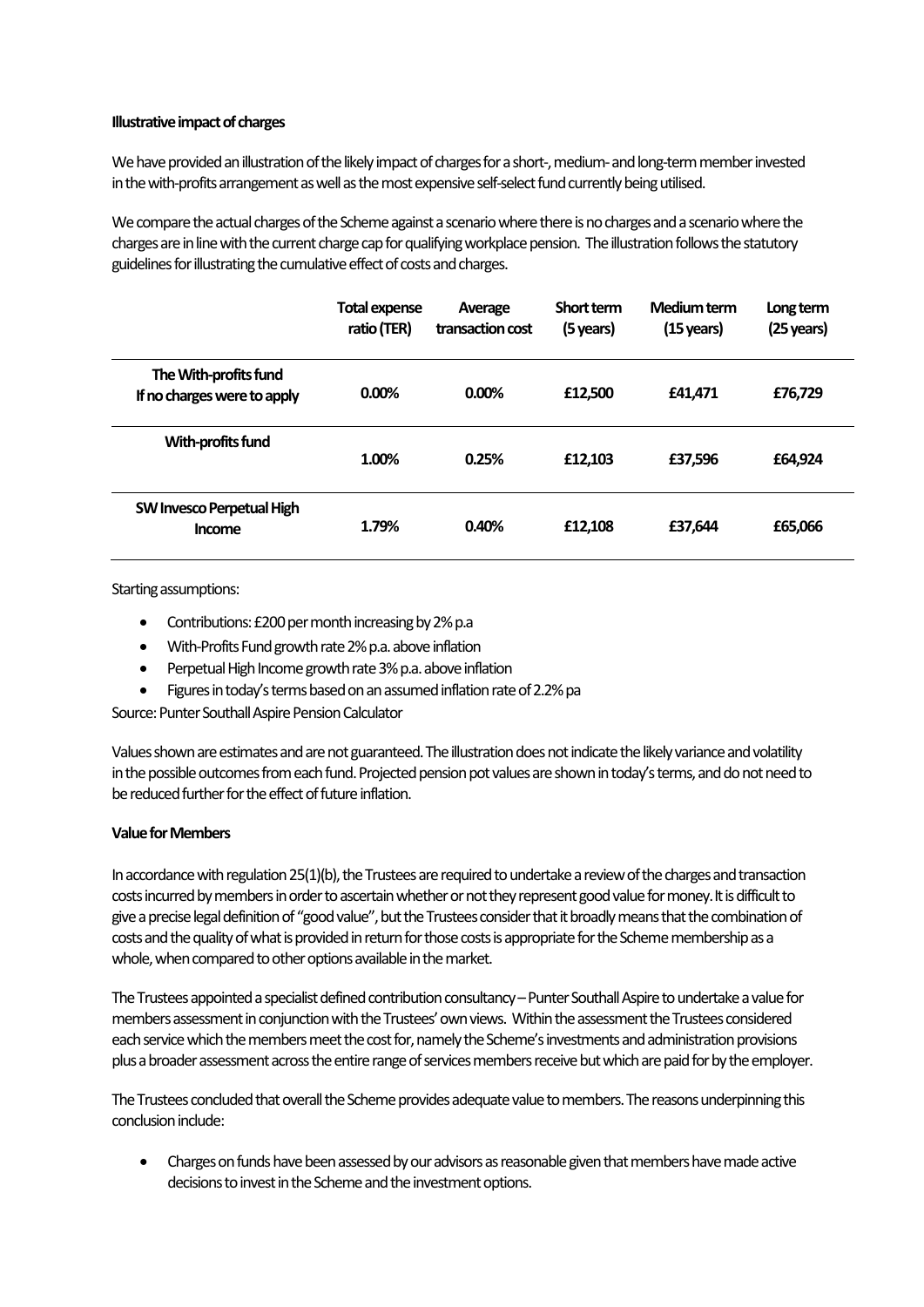**Illustrative impact of charges**

We have provided an illustration of the likely impact of charges for a short-, medium- and long-term member invested in the with-profits arrangement as well as the most expensive self-select fund currently being utilised.

We compare the actual charges of the Scheme against a scenario where there is no charges and a scenario where the charges are in line with the current charge cap for qualifying workplace pension. The illustration follows the statutory guidelines for illustrating the cumulative effect of costs and charges.

| | Total expense ratio (TER) | Average transaction cost | Short term (5 years) | Medium term (15 years) | Long term (25 years) |
|---|---|---|---|---|---|
| **The With-profits fund If no charges were to apply** | **0.00%** | **0.00%** | **£12,500** | **£41,471** | **£76,729** |
| **With-profits fund** | **1.00%** | **0.25%** | **£12,103** | **£37,596** | **£64,924** |
| **SW Invesco Perpetual High Income** | **1.79%** | **0.40%** | **£12,108** | **£37,644** | **£65,066** |

Starting assumptions:

- Contributions: £200 per month increasing by 2% p.a
- With-Profits Fund growth rate 2% p.a. above inflation
- Perpetual High Income growth rate 3% p.a. above inflation
- Figures in today's terms based on an assumed inflation rate of 2.2% pa

Source: Punter Southall Aspire Pension Calculator

Values shown are estimates and are not guaranteed. The illustration does not indicate the likely variance and volatility in the possible outcomes from each fund. Projected pension pot values are shown in today's terms, and do not need to be reduced further for the effect of future inflation.

**Value for Members**

In accordance with regulation 25(1)(b), the Trustees are required to undertake a review of the charges and transaction costs incurred by members in order to ascertain whether or not they represent good value for money. It is difficult to give a precise legal definition of "good value", but the Trustees consider that it broadly means that the combination of costs and the quality of what is provided in return for those costs is appropriate for the Scheme membership as a whole, when compared to other options available in the market.

The Trustees appointed a specialist defined contribution consultancy – Punter Southall Aspire to undertake a value for members assessment in conjunction with the Trustees' own views. Within the assessment the Trustees considered each service which the members meet the cost for, namely the Scheme's investments and administration provisions plus a broader assessment across the entire range of services members receive but which are paid for by the employer.

The Trustees concluded that overall the Scheme provides adequate value to members. The reasons underpinning this conclusion include:

- Charges on funds have been assessed by our advisors as reasonable given that members have made active decisions to invest in the Scheme and the investment options.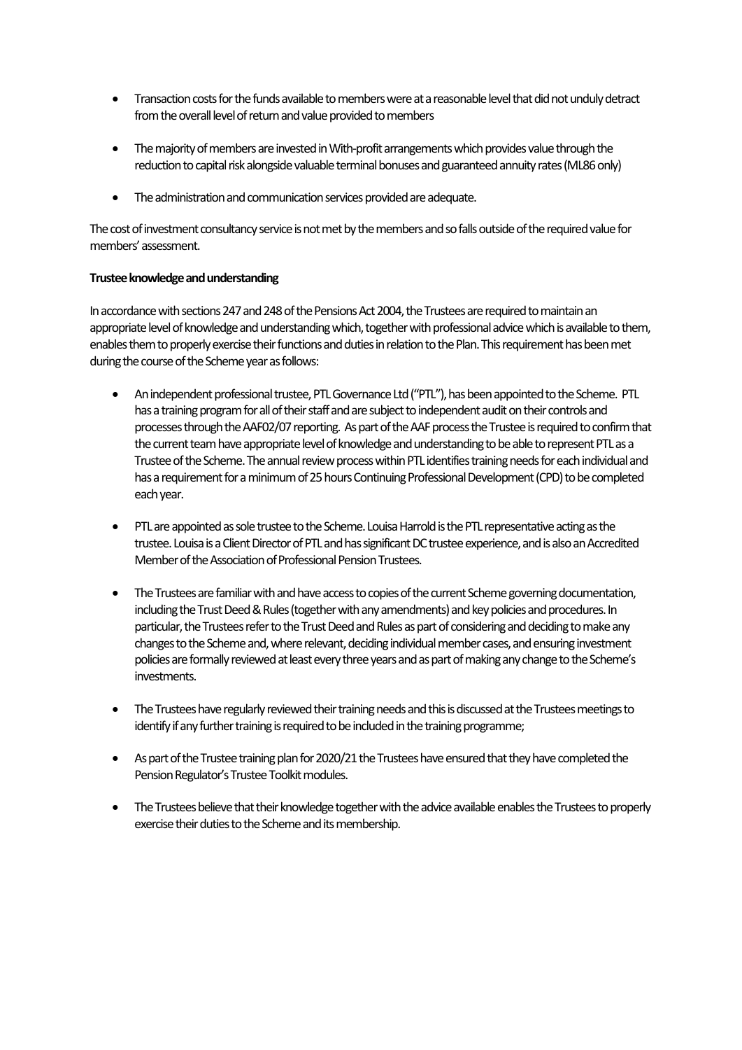- Transaction costs for the funds available to members were at a reasonable level that did not unduly detract from the overall level of return and value provided to members
- The majority of members are invested in With-profit arrangements which provides value through the reduction to capital risk alongside valuable terminal bonuses and guaranteed annuity rates (ML86 only)
- The administration and communication services provided are adequate.

The cost of investment consultancy service is not met by the members and so falls outside of the required value for members' assessment.

**Trustee knowledge and understanding**

In accordance with sections 247 and 248 of the Pensions Act 2004, the Trustees are required to maintain an appropriate level of knowledge and understanding which, together with professional advice which is available to them, enables them to properly exercise their functions and duties in relation to the Plan. This requirement has been met during the course of the Scheme year as follows:

- An independent professional trustee, PTL Governance Ltd ("PTL"), has been appointed to the Scheme. PTL has a training program for all of their staff and are subject to independent audit on their controls and processes through the AAF02/07 reporting. As part of the AAF process the Trustee is required to confirm that the current team have appropriate level of knowledge and understanding to be able to represent PTL as a Trustee of the Scheme. The annual review process within PTL identifies training needs for each individual and has a requirement for a minimum of 25 hours Continuing Professional Development (CPD) to be completed each year.
- PTL are appointed as sole trustee to the Scheme. Louisa Harrold is the PTL representative acting as the trustee. Louisa is a Client Director of PTL and has significant DC trustee experience, and is also an Accredited Member of the Association of Professional Pension Trustees.
- The Trustees are familiar with and have access to copies of the current Scheme governing documentation, including the Trust Deed & Rules (together with any amendments) and key policies and procedures. In particular, the Trustees refer to the Trust Deed and Rules as part of considering and deciding to make any changes to the Scheme and, where relevant, deciding individual member cases, and ensuring investment policies are formally reviewed at least every three years and as part of making any change to the Scheme's investments.
- The Trustees have regularly reviewed their training needs and this is discussed at the Trustees meetings to identify if any further training is required to be included in the training programme;
- As part of the Trustee training plan for 2020/21 the Trustees have ensured that they have completed the Pension Regulator's Trustee Toolkit modules.
- The Trustees believe that their knowledge together with the advice available enables the Trustees to properly exercise their duties to the Scheme and its membership.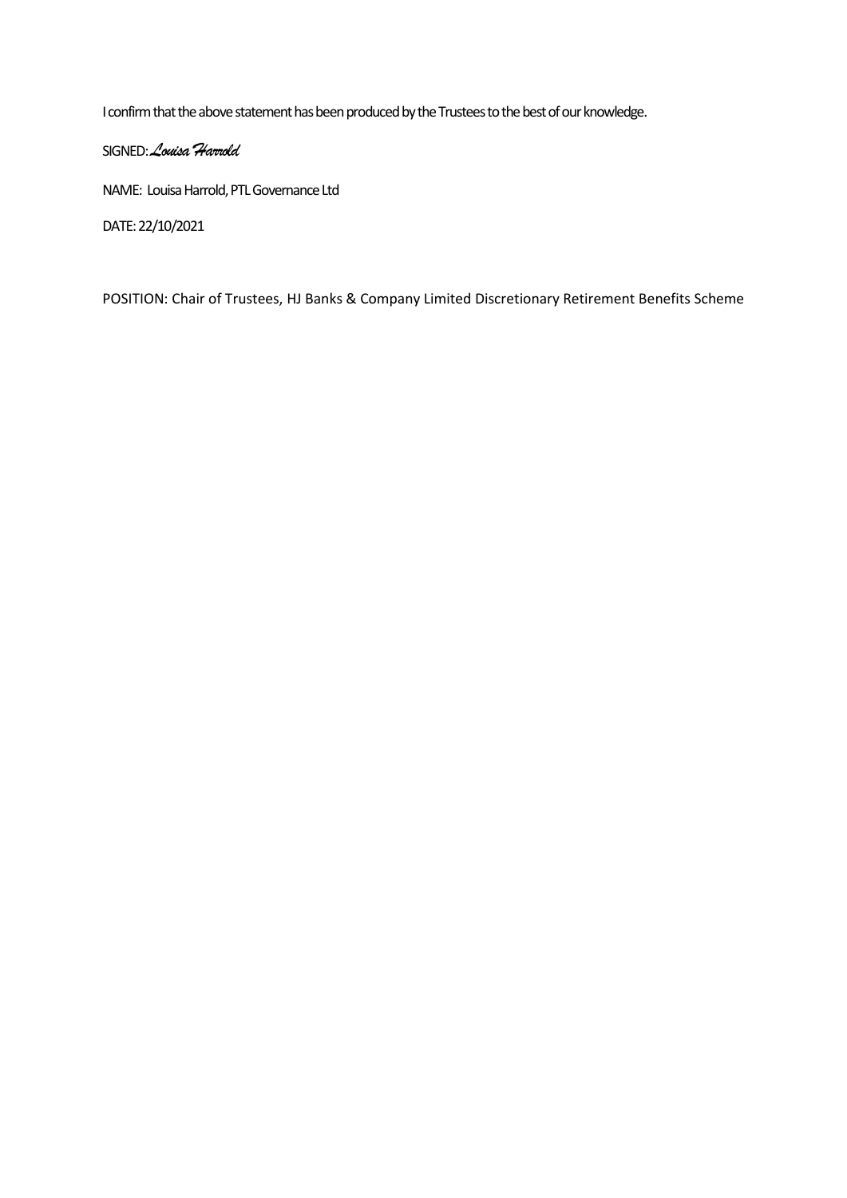I confirm that the above statement has been produced by the Trustees to the best of our knowledge.

SIGNED: *Louisa Harrold*

NAME: Louisa Harrold, PTL Governance Ltd

DATE: 22/10/2021

POSITION: Chair of Trustees, HJ Banks & Company Limited Discretionary Retirement Benefits Scheme